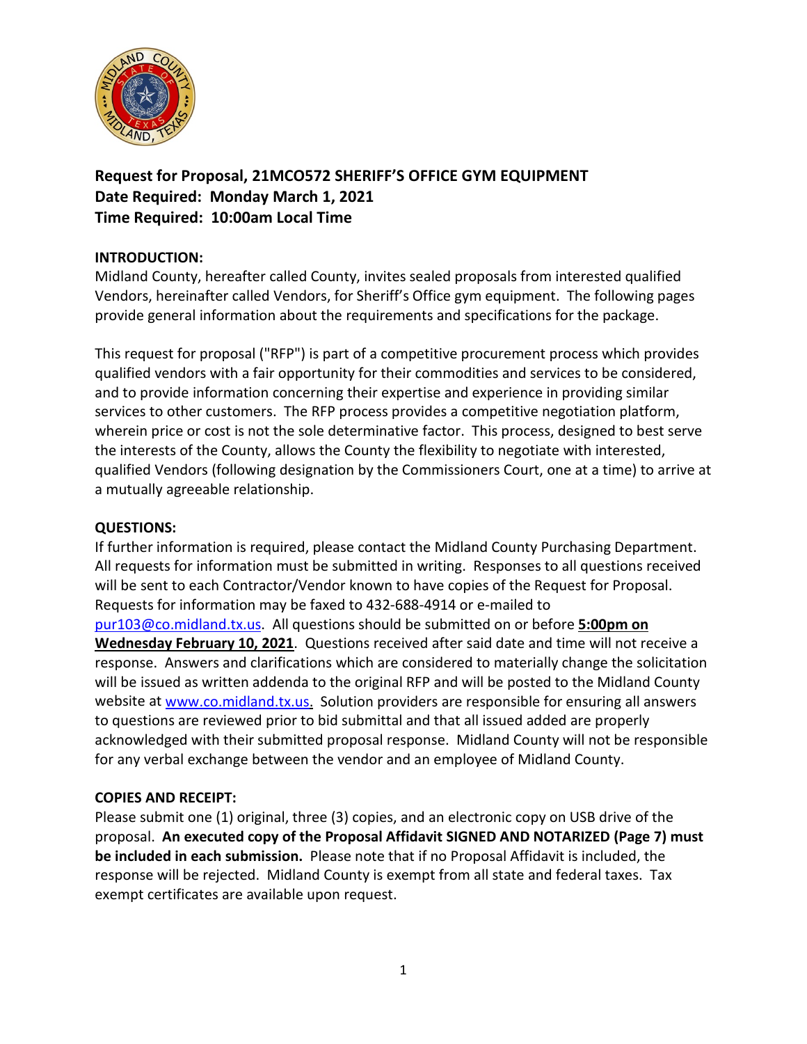**Request for Proposal, 21MCO572 SHERIFF'S OFFICE GYM EQUIPMENT**
**Date Required: Monday March 1, 2021**
**Time Required: 10:00am Local Time**

**INTRODUCTION:**
Midland County, hereafter called County, invites sealed proposals from interested qualified Vendors, hereinafter called Vendors, for Sheriff's Office gym equipment. The following pages provide general information about the requirements and specifications for the package.

This request for proposal ("RFP") is part of a competitive procurement process which provides qualified vendors with a fair opportunity for their commodities and services to be considered, and to provide information concerning their expertise and experience in providing similar services to other customers. The RFP process provides a competitive negotiation platform, wherein price or cost is not the sole determinative factor. This process, designed to best serve the interests of the County, allows the County the flexibility to negotiate with interested, qualified Vendors (following designation by the Commissioners Court, one at a time) to arrive at a mutually agreeable relationship.

**QUESTIONS:**
If further information is required, please contact the Midland County Purchasing Department. All requests for information must be submitted in writing. Responses to all questions received will be sent to each Contractor/Vendor known to have copies of the Request for Proposal. Requests for information may be faxed to 432-688-4914 or e-mailed to pur103@co.midland.tx.us. All questions should be submitted on or before **5:00pm on Wednesday February 10, 2021**. Questions received after said date and time will not receive a response. Answers and clarifications which are considered to materially change the solicitation will be issued as written addenda to the original RFP and will be posted to the Midland County website at www.co.midland.tx.us. Solution providers are responsible for ensuring all answers to questions are reviewed prior to bid submittal and that all issued added are properly acknowledged with their submitted proposal response. Midland County will not be responsible for any verbal exchange between the vendor and an employee of Midland County.

**COPIES AND RECEIPT:**
Please submit one (1) original, three (3) copies, and an electronic copy on USB drive of the proposal. **An executed copy of the Proposal Affidavit SIGNED AND NOTARIZED (Page 7) must be included in each submission.** Please note that if no Proposal Affidavit is included, the response will be rejected. Midland County is exempt from all state and federal taxes. Tax exempt certificates are available upon request.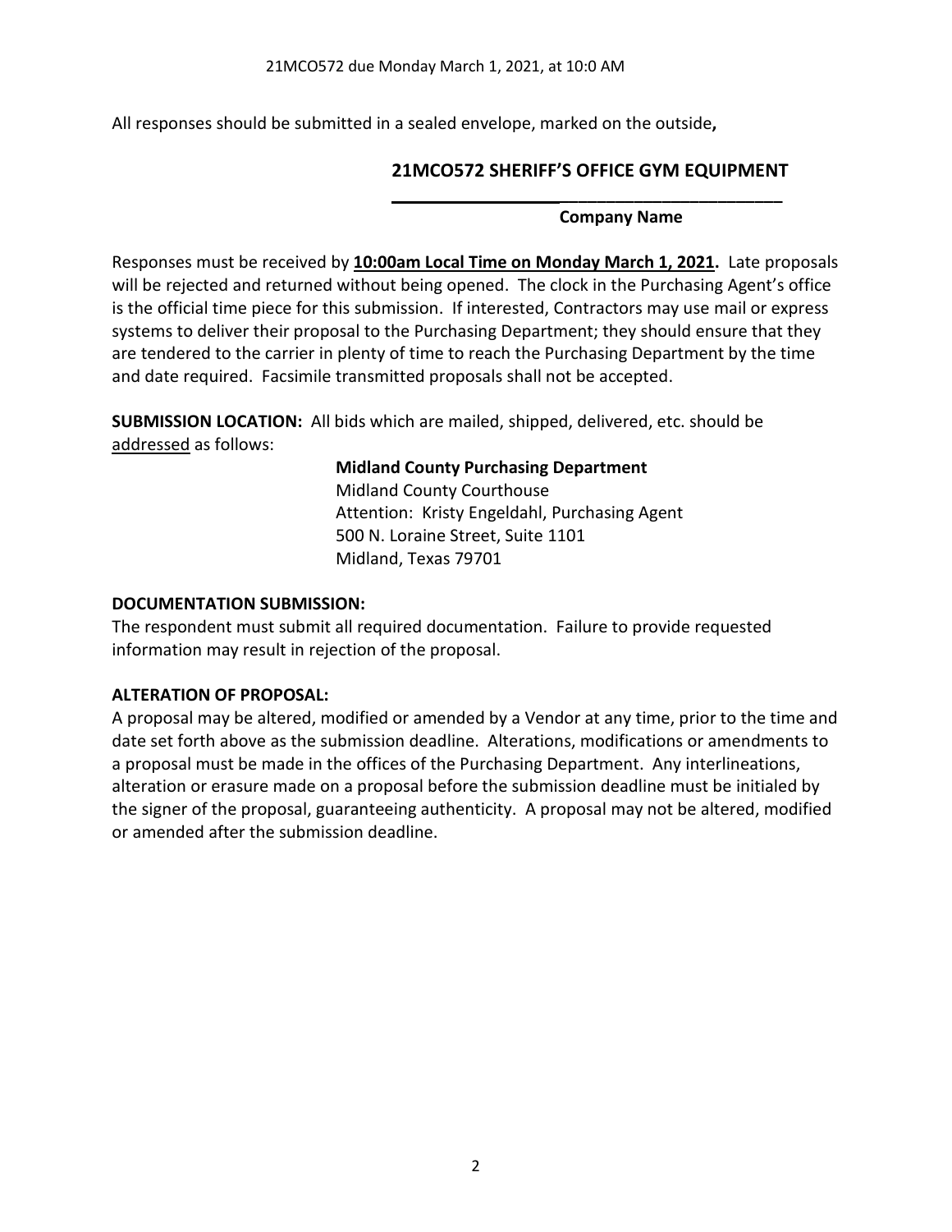All responses should be submitted in a sealed envelope, marked on the outside**,**

**21MCO572 SHERIFF'S OFFICE GYM EQUIPMENT**

**\_\_\_\_\_\_\_\_\_\_\_\_\_\_\_\_\_\_\_\_\_\_\_\_\_\_\_\_\_\_\_\_\_\_\_\_\_\_\_\_\_\_**

**Company Name**

Responses must be received by **10:00am Local Time on Monday March 1, 2021.** Late proposals will be rejected and returned without being opened. The clock in the Purchasing Agent's office is the official time piece for this submission. If interested, Contractors may use mail or express systems to deliver their proposal to the Purchasing Department; they should ensure that they are tendered to the carrier in plenty of time to reach the Purchasing Department by the time and date required. Facsimile transmitted proposals shall not be accepted.

**SUBMISSION LOCATION:** All bids which are mailed, shipped, delivered, etc. should be addressed as follows:

**Midland County Purchasing Department**
Midland County Courthouse
Attention: Kristy Engeldahl, Purchasing Agent
500 N. Loraine Street, Suite 1101
Midland, Texas 79701

**DOCUMENTATION SUBMISSION:**

The respondent must submit all required documentation. Failure to provide requested information may result in rejection of the proposal.

**ALTERATION OF PROPOSAL:**

A proposal may be altered, modified or amended by a Vendor at any time, prior to the time and date set forth above as the submission deadline. Alterations, modifications or amendments to a proposal must be made in the offices of the Purchasing Department. Any interlineations, alteration or erasure made on a proposal before the submission deadline must be initialed by the signer of the proposal, guaranteeing authenticity. A proposal may not be altered, modified or amended after the submission deadline.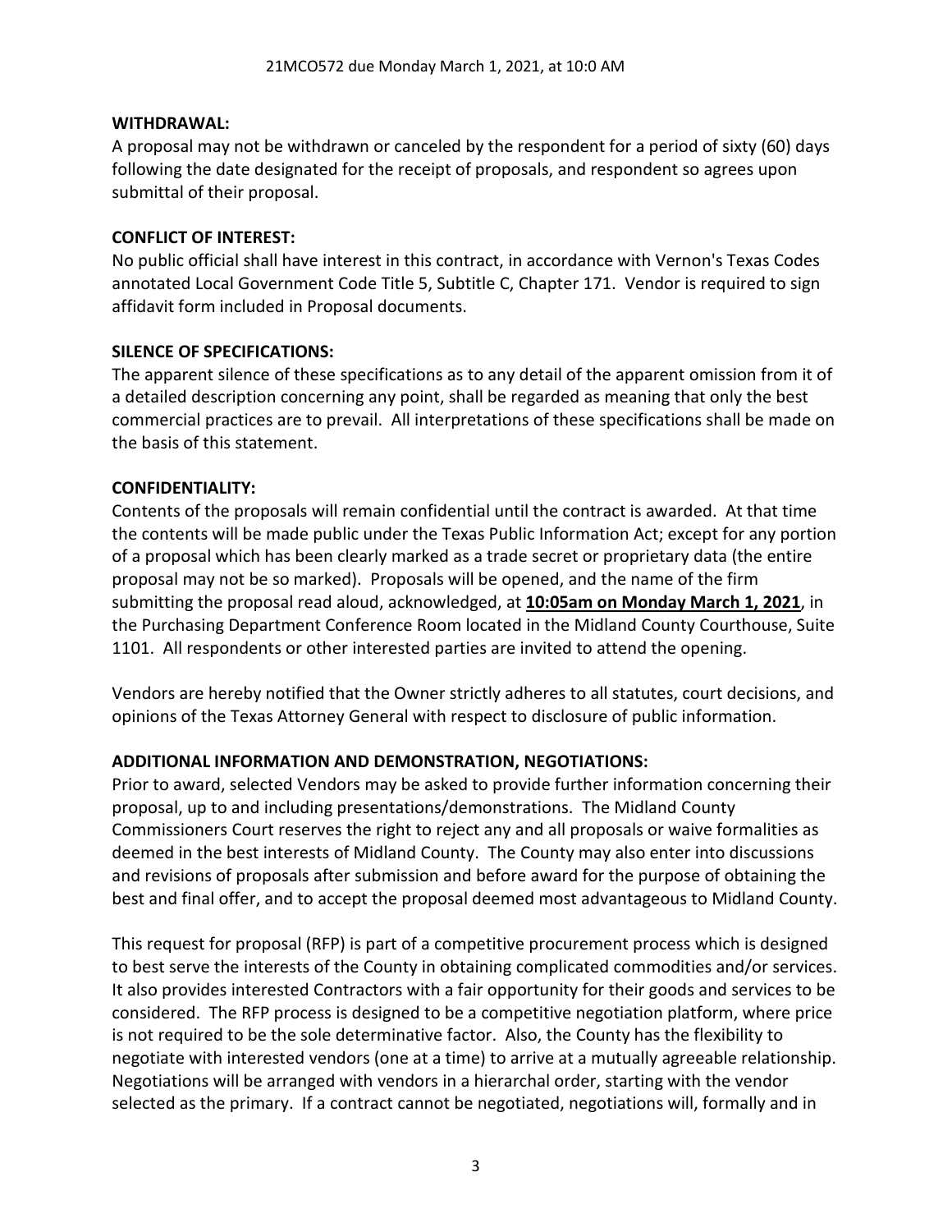**WITHDRAWAL:**
A proposal may not be withdrawn or canceled by the respondent for a period of sixty (60) days following the date designated for the receipt of proposals, and respondent so agrees upon submittal of their proposal.

**CONFLICT OF INTEREST:**
No public official shall have interest in this contract, in accordance with Vernon's Texas Codes annotated Local Government Code Title 5, Subtitle C, Chapter 171. Vendor is required to sign affidavit form included in Proposal documents.

**SILENCE OF SPECIFICATIONS:**
The apparent silence of these specifications as to any detail of the apparent omission from it of a detailed description concerning any point, shall be regarded as meaning that only the best commercial practices are to prevail. All interpretations of these specifications shall be made on the basis of this statement.

**CONFIDENTIALITY:**
Contents of the proposals will remain confidential until the contract is awarded. At that time the contents will be made public under the Texas Public Information Act; except for any portion of a proposal which has been clearly marked as a trade secret or proprietary data (the entire proposal may not be so marked). Proposals will be opened, and the name of the firm submitting the proposal read aloud, acknowledged, at **10:05am on Monday March 1, 2021**, in the Purchasing Department Conference Room located in the Midland County Courthouse, Suite 1101. All respondents or other interested parties are invited to attend the opening.

Vendors are hereby notified that the Owner strictly adheres to all statutes, court decisions, and opinions of the Texas Attorney General with respect to disclosure of public information.

**ADDITIONAL INFORMATION AND DEMONSTRATION, NEGOTIATIONS:**
Prior to award, selected Vendors may be asked to provide further information concerning their proposal, up to and including presentations/demonstrations. The Midland County Commissioners Court reserves the right to reject any and all proposals or waive formalities as deemed in the best interests of Midland County. The County may also enter into discussions and revisions of proposals after submission and before award for the purpose of obtaining the best and final offer, and to accept the proposal deemed most advantageous to Midland County.

This request for proposal (RFP) is part of a competitive procurement process which is designed to best serve the interests of the County in obtaining complicated commodities and/or services. It also provides interested Contractors with a fair opportunity for their goods and services to be considered. The RFP process is designed to be a competitive negotiation platform, where price is not required to be the sole determinative factor. Also, the County has the flexibility to negotiate with interested vendors (one at a time) to arrive at a mutually agreeable relationship. Negotiations will be arranged with vendors in a hierarchal order, starting with the vendor selected as the primary. If a contract cannot be negotiated, negotiations will, formally and in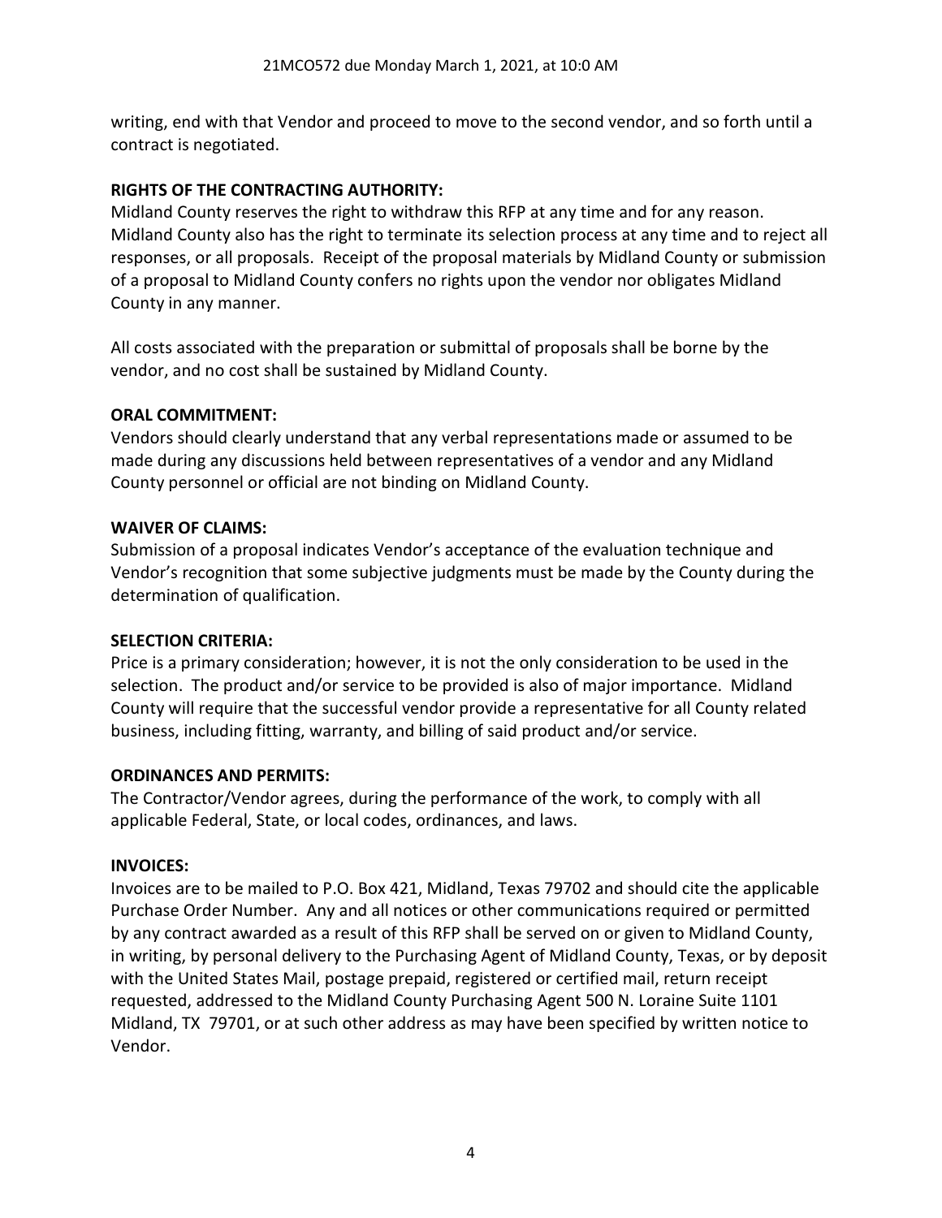writing, end with that Vendor and proceed to move to the second vendor, and so forth until a contract is negotiated.

**RIGHTS OF THE CONTRACTING AUTHORITY:**

Midland County reserves the right to withdraw this RFP at any time and for any reason. Midland County also has the right to terminate its selection process at any time and to reject all responses, or all proposals. Receipt of the proposal materials by Midland County or submission of a proposal to Midland County confers no rights upon the vendor nor obligates Midland County in any manner.

All costs associated with the preparation or submittal of proposals shall be borne by the vendor, and no cost shall be sustained by Midland County.

**ORAL COMMITMENT:**

Vendors should clearly understand that any verbal representations made or assumed to be made during any discussions held between representatives of a vendor and any Midland County personnel or official are not binding on Midland County.

**WAIVER OF CLAIMS:**

Submission of a proposal indicates Vendor's acceptance of the evaluation technique and Vendor's recognition that some subjective judgments must be made by the County during the determination of qualification.

**SELECTION CRITERIA:**

Price is a primary consideration; however, it is not the only consideration to be used in the selection. The product and/or service to be provided is also of major importance. Midland County will require that the successful vendor provide a representative for all County related business, including fitting, warranty, and billing of said product and/or service.

**ORDINANCES AND PERMITS:**

The Contractor/Vendor agrees, during the performance of the work, to comply with all applicable Federal, State, or local codes, ordinances, and laws.

**INVOICES:**

Invoices are to be mailed to P.O. Box 421, Midland, Texas 79702 and should cite the applicable Purchase Order Number. Any and all notices or other communications required or permitted by any contract awarded as a result of this RFP shall be served on or given to Midland County, in writing, by personal delivery to the Purchasing Agent of Midland County, Texas, or by deposit with the United States Mail, postage prepaid, registered or certified mail, return receipt requested, addressed to the Midland County Purchasing Agent 500 N. Loraine Suite 1101 Midland, TX 79701, or at such other address as may have been specified by written notice to Vendor.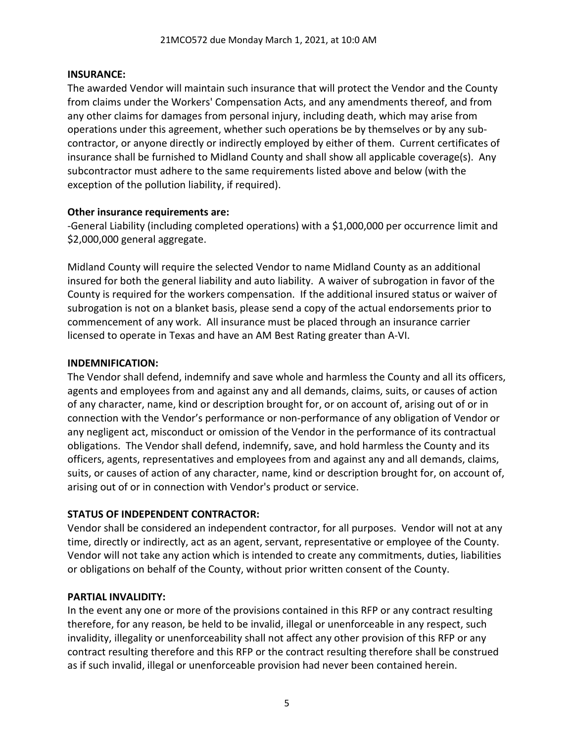**INSURANCE:**

The awarded Vendor will maintain such insurance that will protect the Vendor and the County from claims under the Workers' Compensation Acts, and any amendments thereof, and from any other claims for damages from personal injury, including death, which may arise from operations under this agreement, whether such operations be by themselves or by any sub-contractor, or anyone directly or indirectly employed by either of them. Current certificates of insurance shall be furnished to Midland County and shall show all applicable coverage(s). Any subcontractor must adhere to the same requirements listed above and below (with the exception of the pollution liability, if required).

**Other insurance requirements are:**

-General Liability (including completed operations) with a $1,000,000 per occurrence limit and $2,000,000 general aggregate.

Midland County will require the selected Vendor to name Midland County as an additional insured for both the general liability and auto liability. A waiver of subrogation in favor of the County is required for the workers compensation. If the additional insured status or waiver of subrogation is not on a blanket basis, please send a copy of the actual endorsements prior to commencement of any work. All insurance must be placed through an insurance carrier licensed to operate in Texas and have an AM Best Rating greater than A-VI.

**INDEMNIFICATION:**

The Vendor shall defend, indemnify and save whole and harmless the County and all its officers, agents and employees from and against any and all demands, claims, suits, or causes of action of any character, name, kind or description brought for, or on account of, arising out of or in connection with the Vendor's performance or non-performance of any obligation of Vendor or any negligent act, misconduct or omission of the Vendor in the performance of its contractual obligations. The Vendor shall defend, indemnify, save, and hold harmless the County and its officers, agents, representatives and employees from and against any and all demands, claims, suits, or causes of action of any character, name, kind or description brought for, on account of, arising out of or in connection with Vendor's product or service.

**STATUS OF INDEPENDENT CONTRACTOR:**

Vendor shall be considered an independent contractor, for all purposes. Vendor will not at any time, directly or indirectly, act as an agent, servant, representative or employee of the County. Vendor will not take any action which is intended to create any commitments, duties, liabilities or obligations on behalf of the County, without prior written consent of the County.

**PARTIAL INVALIDITY:**

In the event any one or more of the provisions contained in this RFP or any contract resulting therefore, for any reason, be held to be invalid, illegal or unenforceable in any respect, such invalidity, illegality or unenforceability shall not affect any other provision of this RFP or any contract resulting therefore and this RFP or the contract resulting therefore shall be construed as if such invalid, illegal or unenforceable provision had never been contained herein.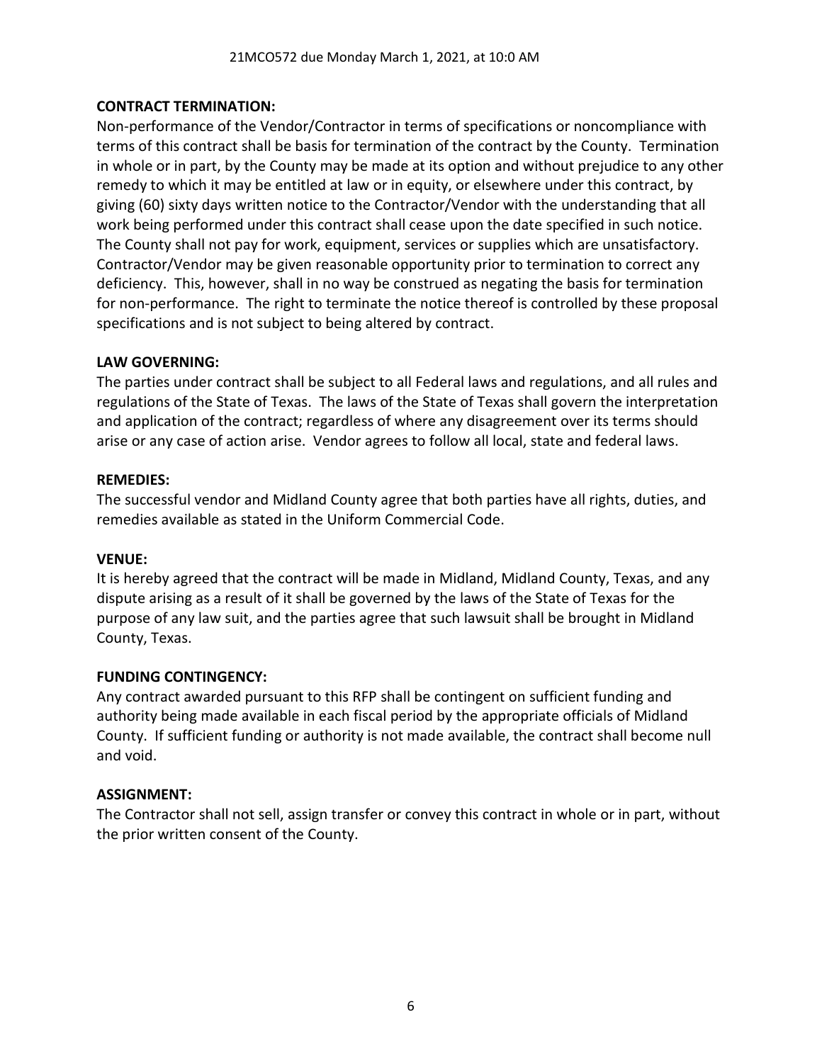**CONTRACT TERMINATION:**

Non-performance of the Vendor/Contractor in terms of specifications or noncompliance with terms of this contract shall be basis for termination of the contract by the County. Termination in whole or in part, by the County may be made at its option and without prejudice to any other remedy to which it may be entitled at law or in equity, or elsewhere under this contract, by giving (60) sixty days written notice to the Contractor/Vendor with the understanding that all work being performed under this contract shall cease upon the date specified in such notice. The County shall not pay for work, equipment, services or supplies which are unsatisfactory. Contractor/Vendor may be given reasonable opportunity prior to termination to correct any deficiency. This, however, shall in no way be construed as negating the basis for termination for non-performance. The right to terminate the notice thereof is controlled by these proposal specifications and is not subject to being altered by contract.

**LAW GOVERNING:**

The parties under contract shall be subject to all Federal laws and regulations, and all rules and regulations of the State of Texas. The laws of the State of Texas shall govern the interpretation and application of the contract; regardless of where any disagreement over its terms should arise or any case of action arise. Vendor agrees to follow all local, state and federal laws.

**REMEDIES:**

The successful vendor and Midland County agree that both parties have all rights, duties, and remedies available as stated in the Uniform Commercial Code.

**VENUE:**

It is hereby agreed that the contract will be made in Midland, Midland County, Texas, and any dispute arising as a result of it shall be governed by the laws of the State of Texas for the purpose of any law suit, and the parties agree that such lawsuit shall be brought in Midland County, Texas.

**FUNDING CONTINGENCY:**

Any contract awarded pursuant to this RFP shall be contingent on sufficient funding and authority being made available in each fiscal period by the appropriate officials of Midland County. If sufficient funding or authority is not made available, the contract shall become null and void.

**ASSIGNMENT:**

The Contractor shall not sell, assign transfer or convey this contract in whole or in part, without the prior written consent of the County.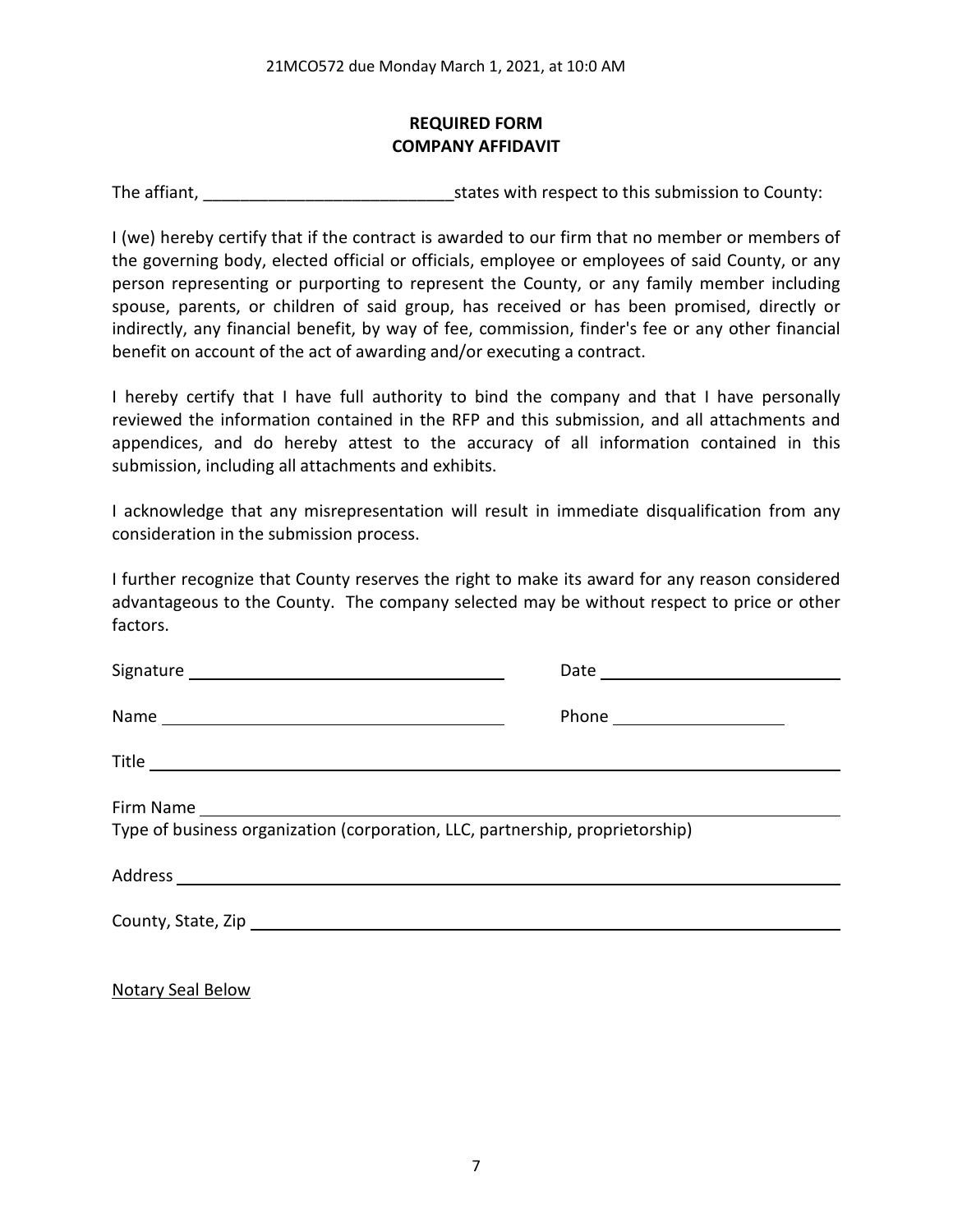21MCO572 due Monday March 1, 2021, at 10:0 AM

**REQUIRED FORM**
**COMPANY AFFIDAVIT**

The affiant, ___________________________states with respect to this submission to County:

I (we) hereby certify that if the contract is awarded to our firm that no member or members of the governing body, elected official or officials, employee or employees of said County, or any person representing or purporting to represent the County, or any family member including spouse, parents, or children of said group, has received or has been promised, directly or indirectly, any financial benefit, by way of fee, commission, finder's fee or any other financial benefit on account of the act of awarding and/or executing a contract.

I hereby certify that I have full authority to bind the company and that I have personally reviewed the information contained in the RFP and this submission, and all attachments and appendices, and do hereby attest to the accuracy of all information contained in this submission, including all attachments and exhibits.

I acknowledge that any misrepresentation will result in immediate disqualification from any consideration in the submission process.

I further recognize that County reserves the right to make its award for any reason considered advantageous to the County. The company selected may be without respect to price or other factors.

Signature ___________________________________ Date ___________________________

Name ___________________________________ Phone ___________________

Title ___________________________________________________________________________

Firm Name _______________________________________________________________________
Type of business organization (corporation, LLC, partnership, proprietorship)

Address _________________________________________________________________________

County, State, Zip ________________________________________________________________

Notary Seal Below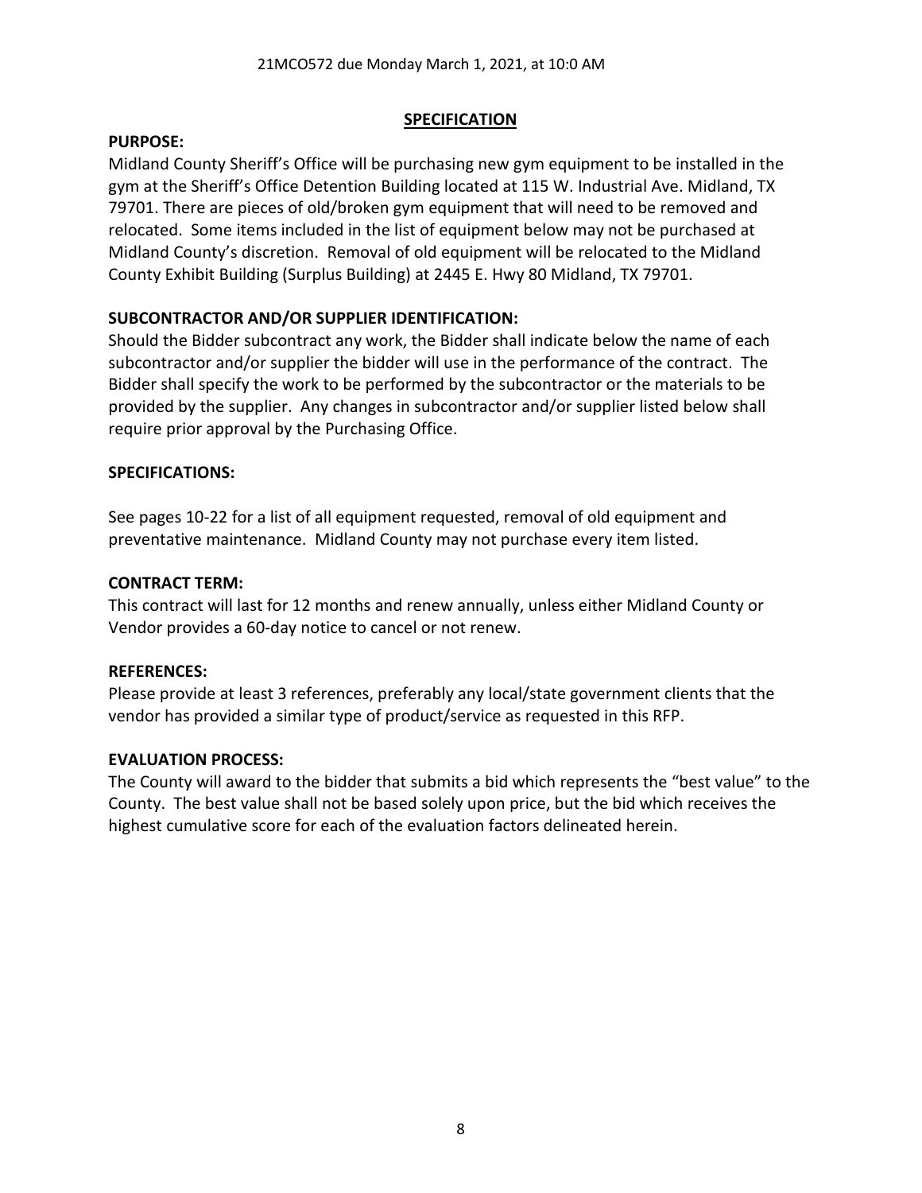21MCO572 due Monday March 1, 2021, at 10:0 AM

## SPECIFICATION

### PURPOSE:

Midland County Sheriff's Office will be purchasing new gym equipment to be installed in the gym at the Sheriff's Office Detention Building located at 115 W. Industrial Ave. Midland, TX 79701. There are pieces of old/broken gym equipment that will need to be removed and relocated. Some items included in the list of equipment below may not be purchased at Midland County's discretion. Removal of old equipment will be relocated to the Midland County Exhibit Building (Surplus Building) at 2445 E. Hwy 80 Midland, TX 79701.

### SUBCONTRACTOR AND/OR SUPPLIER IDENTIFICATION:

Should the Bidder subcontract any work, the Bidder shall indicate below the name of each subcontractor and/or supplier the bidder will use in the performance of the contract. The Bidder shall specify the work to be performed by the subcontractor or the materials to be provided by the supplier. Any changes in subcontractor and/or supplier listed below shall require prior approval by the Purchasing Office.

### SPECIFICATIONS:

See pages 10-22 for a list of all equipment requested, removal of old equipment and preventative maintenance. Midland County may not purchase every item listed.

### CONTRACT TERM:

This contract will last for 12 months and renew annually, unless either Midland County or Vendor provides a 60-day notice to cancel or not renew.

### REFERENCES:

Please provide at least 3 references, preferably any local/state government clients that the vendor has provided a similar type of product/service as requested in this RFP.

### EVALUATION PROCESS:

The County will award to the bidder that submits a bid which represents the "best value" to the County. The best value shall not be based solely upon price, but the bid which receives the highest cumulative score for each of the evaluation factors delineated herein.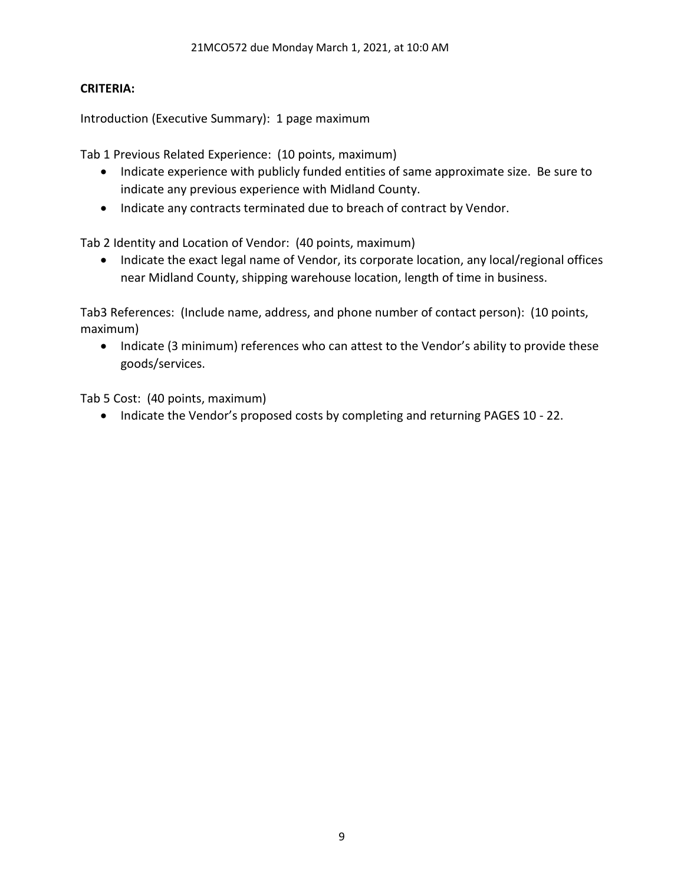**CRITERIA:**

Introduction (Executive Summary): 1 page maximum

Tab 1 Previous Related Experience: (10 points, maximum)

- Indicate experience with publicly funded entities of same approximate size. Be sure to indicate any previous experience with Midland County.
- Indicate any contracts terminated due to breach of contract by Vendor.

Tab 2 Identity and Location of Vendor: (40 points, maximum)

- Indicate the exact legal name of Vendor, its corporate location, any local/regional offices near Midland County, shipping warehouse location, length of time in business.

Tab3 References: (Include name, address, and phone number of contact person): (10 points, maximum)

- Indicate (3 minimum) references who can attest to the Vendor's ability to provide these goods/services.

Tab 5 Cost: (40 points, maximum)

- Indicate the Vendor's proposed costs by completing and returning PAGES 10 - 22.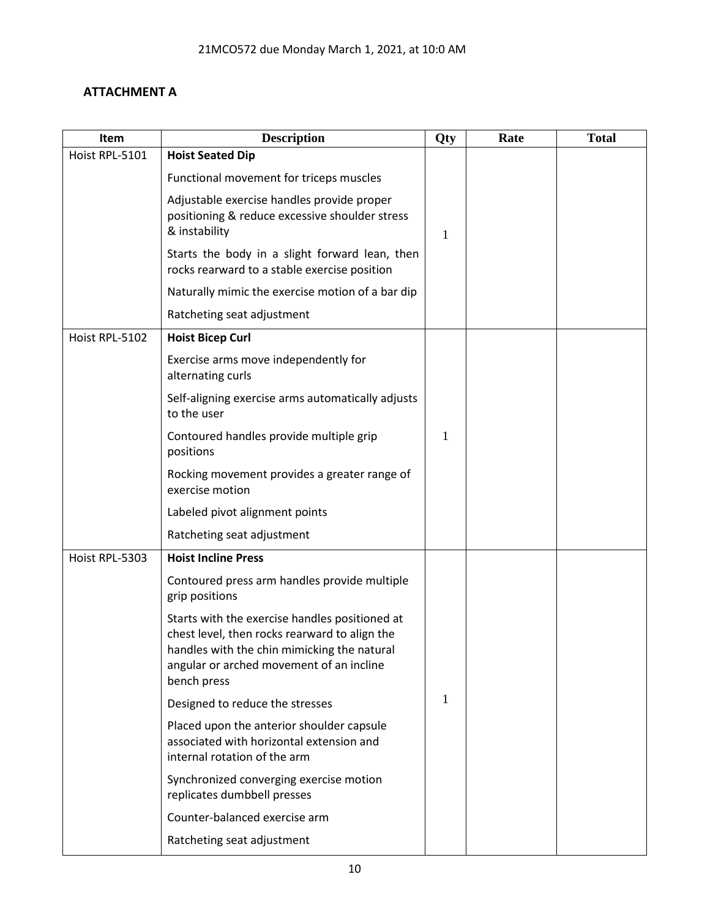## ATTACHMENT A

| Item | Description | Qty | Rate | Total |
|---|---|---|---|---|
| Hoist RPL-5101 | **Hoist Seated Dip**<br>Functional movement for triceps muscles<br>Adjustable exercise handles provide proper positioning & reduce excessive shoulder stress & instability<br>Starts the body in a slight forward lean, then rocks rearward to a stable exercise position<br>Naturally mimic the exercise motion of a bar dip<br>Ratcheting seat adjustment | 1 | | |
| Hoist RPL-5102 | **Hoist Bicep Curl**<br>Exercise arms move independently for alternating curls<br>Self-aligning exercise arms automatically adjusts to the user<br>Contoured handles provide multiple grip positions<br>Rocking movement provides a greater range of exercise motion<br>Labeled pivot alignment points<br>Ratcheting seat adjustment | 1 | | |
| Hoist RPL-5303 | **Hoist Incline Press**<br>Contoured press arm handles provide multiple grip positions<br>Starts with the exercise handles positioned at chest level, then rocks rearward to align the handles with the chin mimicking the natural angular or arched movement of an incline bench press<br>Designed to reduce the stresses<br>Placed upon the anterior shoulder capsule associated with horizontal extension and internal rotation of the arm<br>Synchronized converging exercise motion replicates dumbbell presses<br>Counter-balanced exercise arm<br>Ratcheting seat adjustment | 1 | | |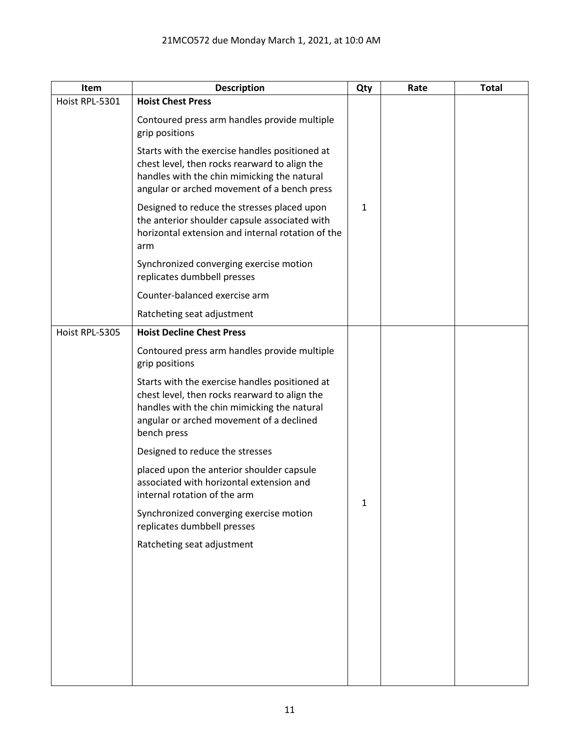| Item | Description | Qty | Rate | Total |
|---|---|---|---|---|
| Hoist RPL-5301 | **Hoist Chest Press**<br><br>Contoured press arm handles provide multiple grip positions<br><br>Starts with the exercise handles positioned at chest level, then rocks rearward to align the handles with the chin mimicking the natural angular or arched movement of a bench press<br><br>Designed to reduce the stresses placed upon the anterior shoulder capsule associated with horizontal extension and internal rotation of the arm<br><br>Synchronized converging exercise motion replicates dumbbell presses<br><br>Counter-balanced exercise arm<br><br>Ratcheting seat adjustment | 1 | | |
| Hoist RPL-5305 | **Hoist Decline Chest Press**<br><br>Contoured press arm handles provide multiple grip positions<br><br>Starts with the exercise handles positioned at chest level, then rocks rearward to align the handles with the chin mimicking the natural angular or arched movement of a declined bench press<br><br>Designed to reduce the stresses<br><br>placed upon the anterior shoulder capsule associated with horizontal extension and internal rotation of the arm<br><br>Synchronized converging exercise motion replicates dumbbell presses<br><br>Ratcheting seat adjustment | 1 | | |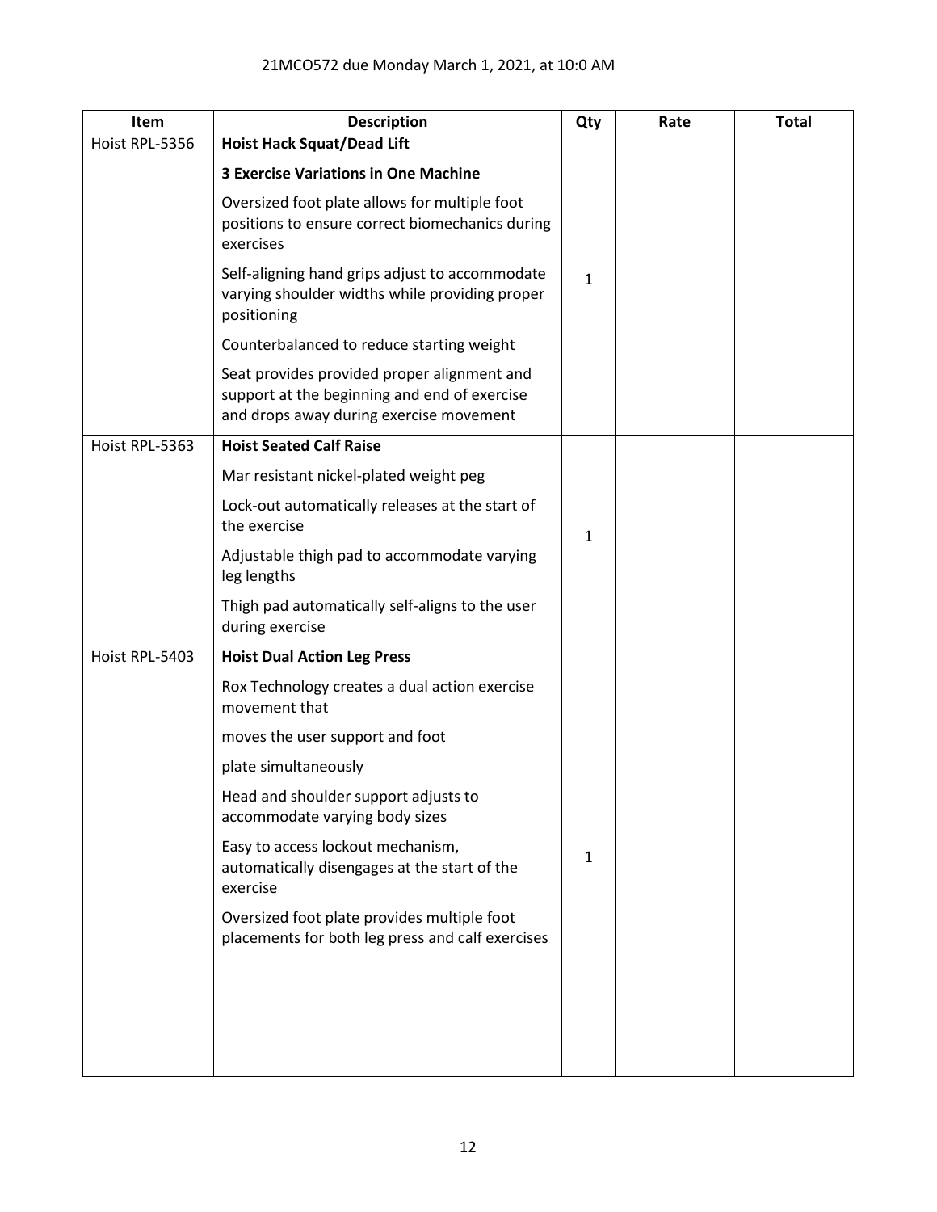| Item | Description | Qty | Rate | Total |
|---|---|---|---|---|
| Hoist RPL-5356 | **Hoist Hack Squat/Dead Lift**<br>**3 Exercise Variations in One Machine**<br>Oversized foot plate allows for multiple foot positions to ensure correct biomechanics during exercises<br>Self-aligning hand grips adjust to accommodate varying shoulder widths while providing proper positioning<br>Counterbalanced to reduce starting weight<br>Seat provides provided proper alignment and support at the beginning and end of exercise and drops away during exercise movement | 1 | | |
| Hoist RPL-5363 | **Hoist Seated Calf Raise**<br>Mar resistant nickel-plated weight peg<br>Lock-out automatically releases at the start of the exercise<br>Adjustable thigh pad to accommodate varying leg lengths<br>Thigh pad automatically self-aligns to the user during exercise | 1 | | |
| Hoist RPL-5403 | **Hoist Dual Action Leg Press**<br>Rox Technology creates a dual action exercise movement that<br>moves the user support and foot<br>plate simultaneously<br>Head and shoulder support adjusts to accommodate varying body sizes<br>Easy to access lockout mechanism, automatically disengages at the start of the exercise<br>Oversized foot plate provides multiple foot placements for both leg press and calf exercises | 1 | | |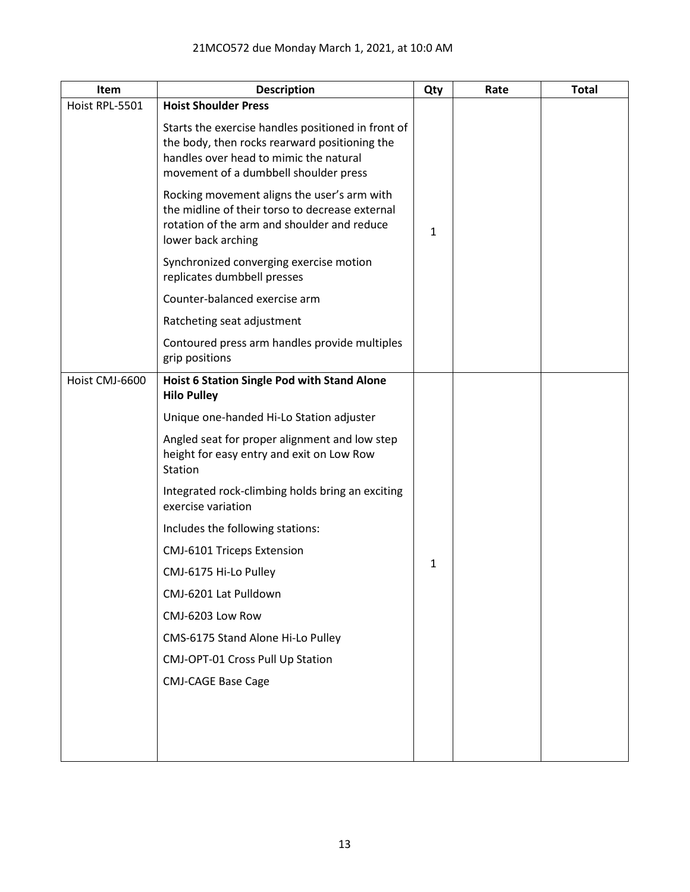21MCO572 due Monday March 1, 2021, at 10:0 AM

| Item | Description | Qty | Rate | Total |
|---|---|---|---|---|
| Hoist RPL-5501 | **Hoist Shoulder Press**<br><br>Starts the exercise handles positioned in front of the body, then rocks rearward positioning the handles over head to mimic the natural movement of a dumbbell shoulder press<br><br>Rocking movement aligns the user's arm with the midline of their torso to decrease external rotation of the arm and shoulder and reduce lower back arching<br><br>Synchronized converging exercise motion replicates dumbbell presses<br><br>Counter-balanced exercise arm<br><br>Ratcheting seat adjustment<br><br>Contoured press arm handles provide multiples grip positions | 1 | | |
| Hoist CMJ-6600 | **Hoist 6 Station Single Pod with Stand Alone Hilo Pulley**<br><br>Unique one-handed Hi-Lo Station adjuster<br><br>Angled seat for proper alignment and low step height for easy entry and exit on Low Row Station<br><br>Integrated rock-climbing holds bring an exciting exercise variation<br><br>Includes the following stations:<br><br>CMJ-6101 Triceps Extension<br><br>CMJ-6175 Hi-Lo Pulley<br><br>CMJ-6201 Lat Pulldown<br><br>CMJ-6203 Low Row<br><br>CMS-6175 Stand Alone Hi-Lo Pulley<br><br>CMJ-OPT-01 Cross Pull Up Station<br><br>CMJ-CAGE Base Cage | 1 | | |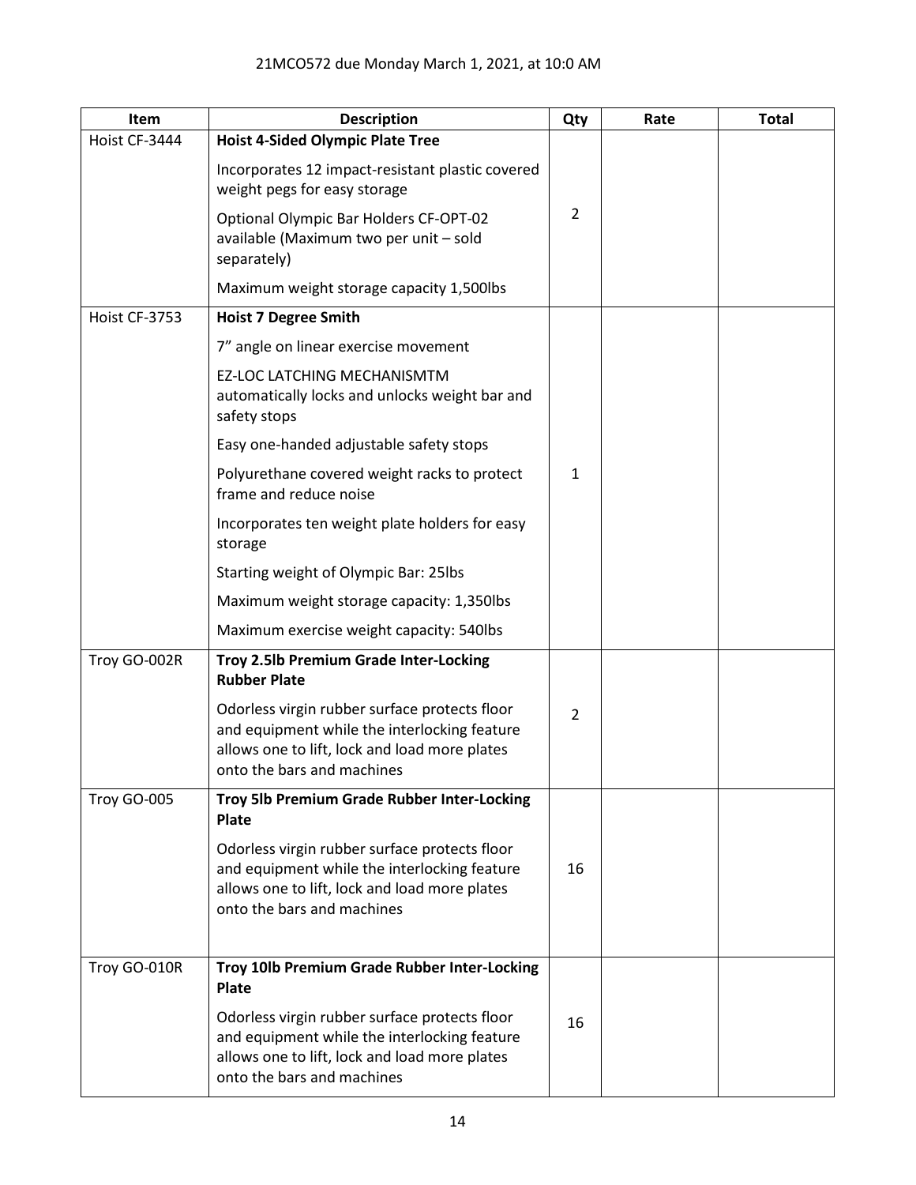21MCO572 due Monday March 1, 2021, at 10:0 AM

| Item | Description | Qty | Rate | Total |
|---|---|---|---|---|
| Hoist CF-3444 | **Hoist 4-Sided Olympic Plate Tree**<br>Incorporates 12 impact-resistant plastic covered weight pegs for easy storage<br>Optional Olympic Bar Holders CF-OPT-02 available (Maximum two per unit – sold separately)<br>Maximum weight storage capacity 1,500lbs | 2 | | |
| Hoist CF-3753 | **Hoist 7 Degree Smith**<br>7" angle on linear exercise movement<br>EZ-LOC LATCHING MECHANISMTM automatically locks and unlocks weight bar and safety stops<br>Easy one-handed adjustable safety stops<br>Polyurethane covered weight racks to protect frame and reduce noise<br>Incorporates ten weight plate holders for easy storage<br>Starting weight of Olympic Bar: 25lbs<br>Maximum weight storage capacity: 1,350lbs<br>Maximum exercise weight capacity: 540lbs | 1 | | |
| Troy GO-002R | **Troy 2.5lb Premium Grade Inter-Locking Rubber Plate**<br>Odorless virgin rubber surface protects floor and equipment while the interlocking feature allows one to lift, lock and load more plates onto the bars and machines | 2 | | |
| Troy GO-005 | **Troy 5lb Premium Grade Rubber Inter-Locking Plate**<br>Odorless virgin rubber surface protects floor and equipment while the interlocking feature allows one to lift, lock and load more plates onto the bars and machines | 16 | | |
| Troy GO-010R | **Troy 10lb Premium Grade Rubber Inter-Locking Plate**<br>Odorless virgin rubber surface protects floor and equipment while the interlocking feature allows one to lift, lock and load more plates onto the bars and machines | 16 | | |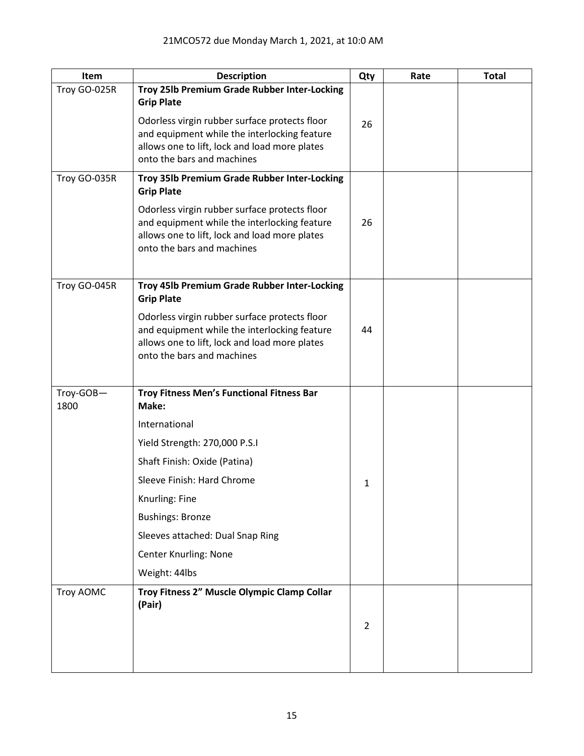21MCO572 due Monday March 1, 2021, at 10:0 AM

| Item | Description | Qty | Rate | Total |
|---|---|---|---|---|
| Troy GO-025R | **Troy 25lb Premium Grade Rubber Inter-Locking Grip Plate**<br><br>Odorless virgin rubber surface protects floor and equipment while the interlocking feature allows one to lift, lock and load more plates onto the bars and machines | 26 | | |
| Troy GO-035R | **Troy 35lb Premium Grade Rubber Inter-Locking Grip Plate**<br><br>Odorless virgin rubber surface protects floor and equipment while the interlocking feature allows one to lift, lock and load more plates onto the bars and machines | 26 | | |
| Troy GO-045R | **Troy 45lb Premium Grade Rubber Inter-Locking Grip Plate**<br><br>Odorless virgin rubber surface protects floor and equipment while the interlocking feature allows one to lift, lock and load more plates onto the bars and machines | 44 | | |
| Troy-GOB—1800 | **Troy Fitness Men's Functional Fitness Bar Make:**<br><br>International<br><br>Yield Strength: 270,000 P.S.I<br><br>Shaft Finish: Oxide (Patina)<br><br>Sleeve Finish: Hard Chrome<br><br>Knurling: Fine<br><br>Bushings: Bronze<br><br>Sleeves attached: Dual Snap Ring<br><br>Center Knurling: None<br><br>Weight: 44lbs | 1 | | |
| Troy AOMC | **Troy Fitness 2" Muscle Olympic Clamp Collar (Pair)** | 2 | | |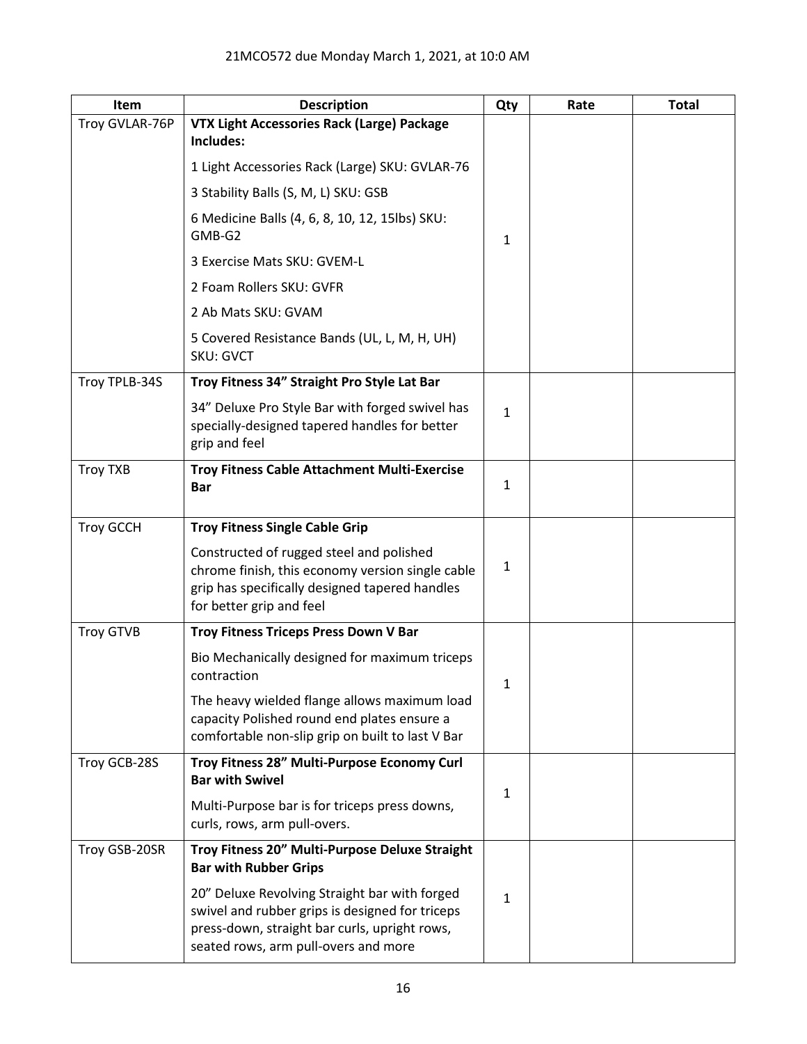21MCO572 due Monday March 1, 2021, at 10:0 AM

| Item | Description | Qty | Rate | Total |
|---|---|---|---|---|
| Troy GVLAR-76P | **VTX Light Accessories Rack (Large) Package Includes:**<br>1 Light Accessories Rack (Large) SKU: GVLAR-76<br>3 Stability Balls (S, M, L) SKU: GSB<br>6 Medicine Balls (4, 6, 8, 10, 12, 15lbs) SKU: GMB-G2<br>3 Exercise Mats SKU: GVEM-L<br>2 Foam Rollers SKU: GVFR<br>2 Ab Mats SKU: GVAM<br>5 Covered Resistance Bands (UL, L, M, H, UH) SKU: GVCT | 1 | | |
| Troy TPLB-34S | **Troy Fitness 34" Straight Pro Style Lat Bar**<br>34" Deluxe Pro Style Bar with forged swivel has specially-designed tapered handles for better grip and feel | 1 | | |
| Troy TXB | **Troy Fitness Cable Attachment Multi-Exercise Bar** | 1 | | |
| Troy GCCH | **Troy Fitness Single Cable Grip**<br>Constructed of rugged steel and polished chrome finish, this economy version single cable grip has specifically designed tapered handles for better grip and feel | 1 | | |
| Troy GTVB | **Troy Fitness Triceps Press Down V Bar**<br>Bio Mechanically designed for maximum triceps contraction<br>The heavy wielded flange allows maximum load capacity Polished round end plates ensure a comfortable non-slip grip on built to last V Bar | 1 | | |
| Troy GCB-28S | **Troy Fitness 28" Multi-Purpose Economy Curl Bar with Swivel**<br>Multi-Purpose bar is for triceps press downs, curls, rows, arm pull-overs. | 1 | | |
| Troy GSB-20SR | **Troy Fitness 20" Multi-Purpose Deluxe Straight Bar with Rubber Grips**<br>20" Deluxe Revolving Straight bar with forged swivel and rubber grips is designed for triceps press-down, straight bar curls, upright rows, seated rows, arm pull-overs and more | 1 | | |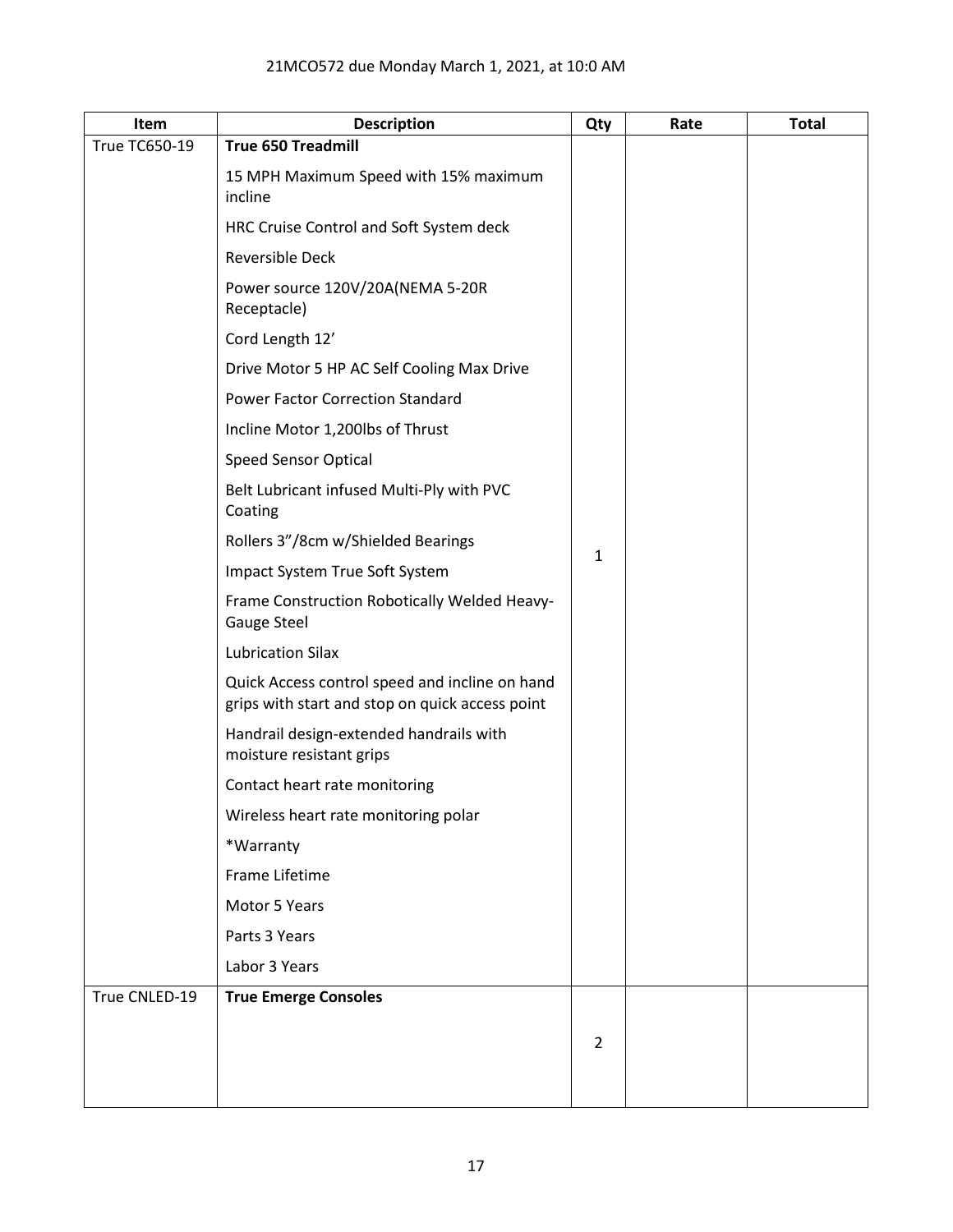21MCO572 due Monday March 1, 2021, at 10:0 AM

| Item | Description | Qty | Rate | Total |
|---|---|---|---|---|
| True TC650-19 | **True 650 Treadmill**<br>15 MPH Maximum Speed with 15% maximum incline<br>HRC Cruise Control and Soft System deck<br>Reversible Deck<br>Power source 120V/20A(NEMA 5-20R Receptacle)<br>Cord Length 12'<br>Drive Motor 5 HP AC Self Cooling Max Drive<br>Power Factor Correction Standard<br>Incline Motor 1,200lbs of Thrust<br>Speed Sensor Optical<br>Belt Lubricant infused Multi-Ply with PVC Coating<br>Rollers 3"/8cm w/Shielded Bearings<br>Impact System True Soft System<br>Frame Construction Robotically Welded Heavy-Gauge Steel<br>Lubrication Silax<br>Quick Access control speed and incline on hand grips with start and stop on quick access point<br>Handrail design-extended handrails with moisture resistant grips<br>Contact heart rate monitoring<br>Wireless heart rate monitoring polar<br>*Warranty<br>Frame Lifetime<br>Motor 5 Years<br>Parts 3 Years<br>Labor 3 Years | 1 | | |
| True CNLED-19 | **True Emerge Consoles** | 2 | | |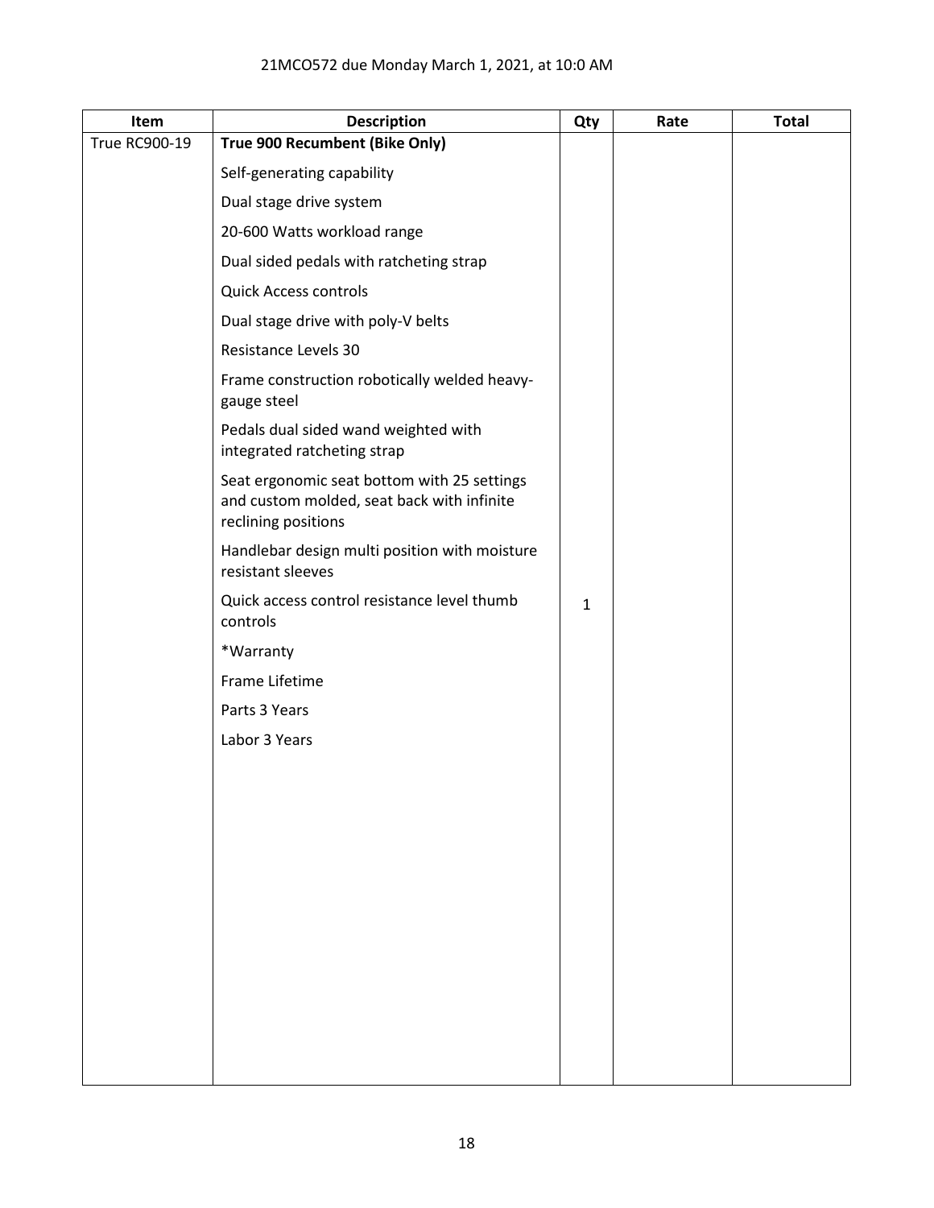21MCO572 due Monday March 1, 2021, at 10:0 AM

| Item | Description | Qty | Rate | Total |
|---|---|---|---|---|
| True RC900-19 | **True 900 Recumbent (Bike Only)**<br>Self-generating capability<br>Dual stage drive system<br>20-600 Watts workload range<br>Dual sided pedals with ratcheting strap<br>Quick Access controls<br>Dual stage drive with poly-V belts<br>Resistance Levels 30<br>Frame construction robotically welded heavy-gauge steel<br>Pedals dual sided wand weighted with integrated ratcheting strap<br>Seat ergonomic seat bottom with 25 settings and custom molded, seat back with infinite reclining positions<br>Handlebar design multi position with moisture resistant sleeves<br>Quick access control resistance level thumb controls<br>*Warranty<br>Frame Lifetime<br>Parts 3 Years<br>Labor 3 Years | 1 | | |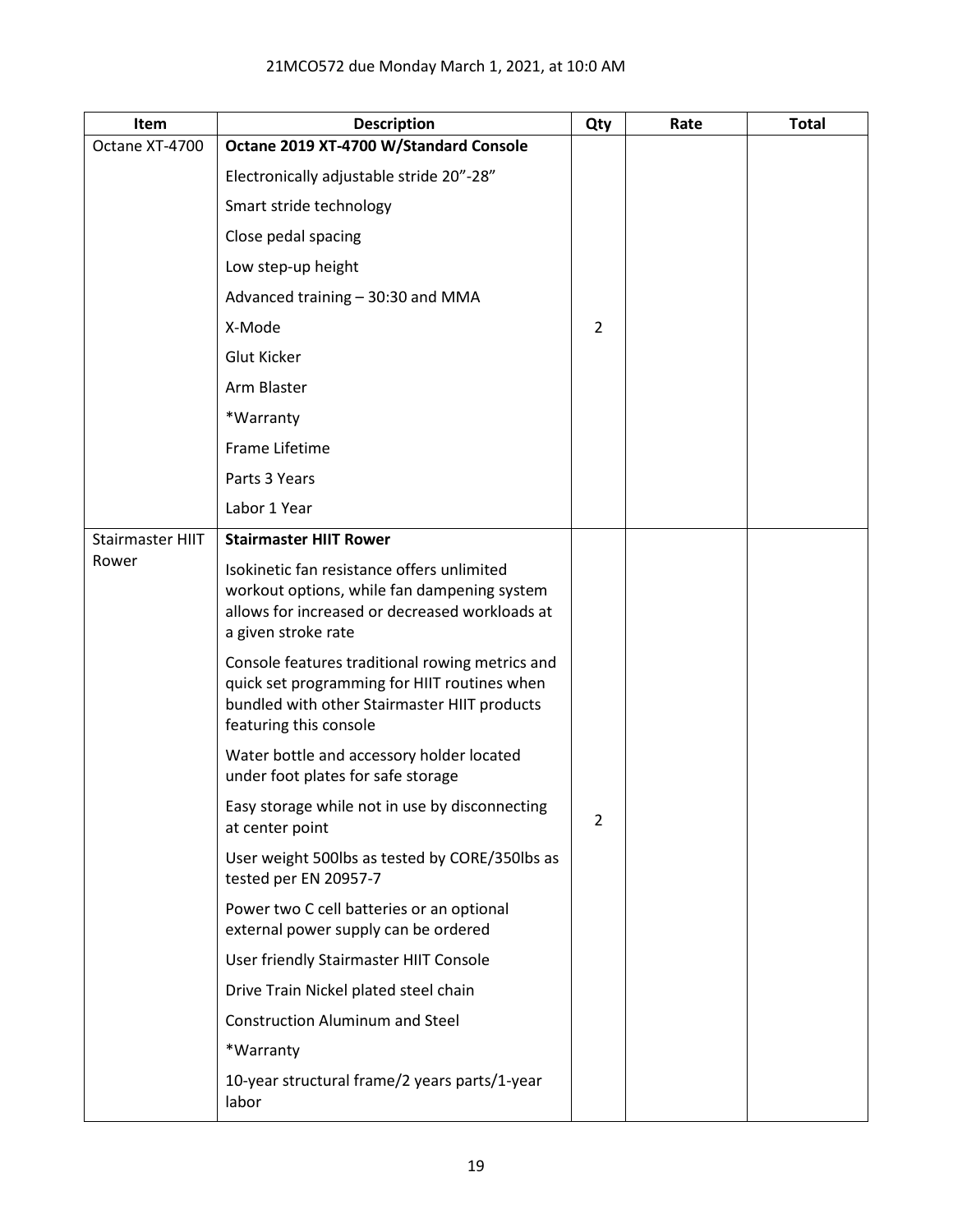21MCO572 due Monday March 1, 2021, at 10:0 AM

| Item | Description | Qty | Rate | Total |
|---|---|---|---|---|
| Octane XT-4700 | **Octane 2019 XT-4700 W/Standard Console**<br>Electronically adjustable stride 20"-28"<br>Smart stride technology<br>Close pedal spacing<br>Low step-up height<br>Advanced training – 30:30 and MMA<br>X-Mode<br>Glut Kicker<br>Arm Blaster<br>*Warranty<br>Frame Lifetime<br>Parts 3 Years<br>Labor 1 Year | 2 | | |
| Stairmaster HIIT Rower | **Stairmaster HIIT Rower**<br>Isokinetic fan resistance offers unlimited workout options, while fan dampening system allows for increased or decreased workloads at a given stroke rate<br>Console features traditional rowing metrics and quick set programming for HIIT routines when bundled with other Stairmaster HIIT products featuring this console<br>Water bottle and accessory holder located under foot plates for safe storage<br>Easy storage while not in use by disconnecting at center point<br>User weight 500lbs as tested by CORE/350lbs as tested per EN 20957-7<br>Power two C cell batteries or an optional external power supply can be ordered<br>User friendly Stairmaster HIIT Console<br>Drive Train Nickel plated steel chain<br>Construction Aluminum and Steel<br>*Warranty<br>10-year structural frame/2 years parts/1-year labor | 2 | | |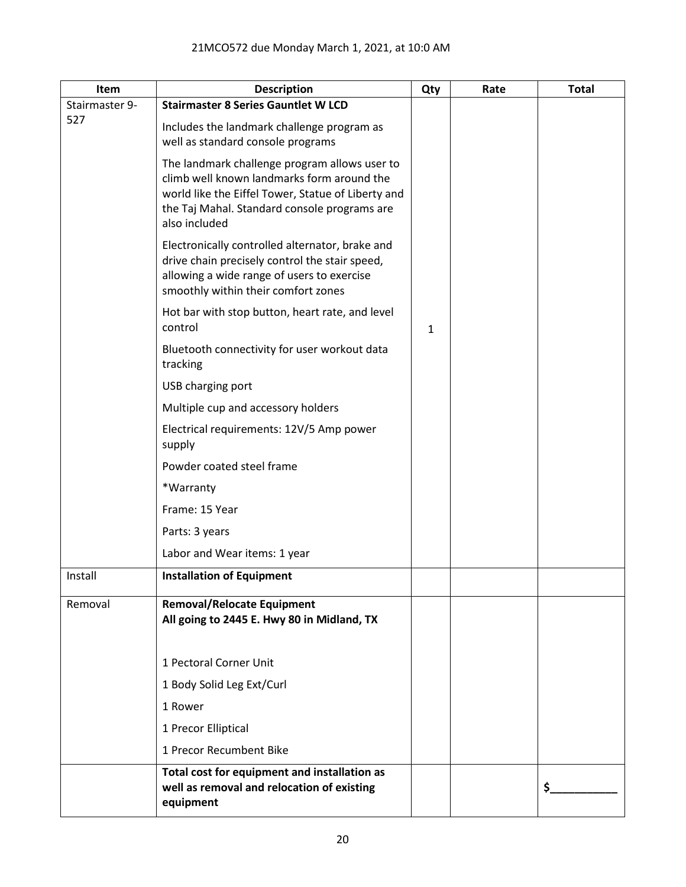21MCO572 due Monday March 1, 2021, at 10:0 AM

| Item | Description | Qty | Rate | Total |
|---|---|---|---|---|
| Stairmaster 9-527 | **Stairmaster 8 Series Gauntlet W LCD**<br>Includes the landmark challenge program as well as standard console programs<br>The landmark challenge program allows user to climb well known landmarks form around the world like the Eiffel Tower, Statue of Liberty and the Taj Mahal. Standard console programs are also included<br>Electronically controlled alternator, brake and drive chain precisely control the stair speed, allowing a wide range of users to exercise smoothly within their comfort zones<br>Hot bar with stop button, heart rate, and level control<br>Bluetooth connectivity for user workout data tracking<br>USB charging port<br>Multiple cup and accessory holders<br>Electrical requirements: 12V/5 Amp power supply<br>Powder coated steel frame<br>*Warranty<br>Frame: 15 Year<br>Parts: 3 years<br>Labor and Wear items: 1 year | 1 | | |
| Install | **Installation of Equipment** | | | |
| Removal | **Removal/Relocate Equipment**<br>**All going to 2445 E. Hwy 80 in Midland, TX**<br>1 Pectoral Corner Unit<br>1 Body Solid Leg Ext/Curl<br>1 Rower<br>1 Precor Elliptical<br>1 Precor Recumbent Bike | | | |
| | **Total cost for equipment and installation as well as removal and relocation of existing equipment** | | | **$___________** |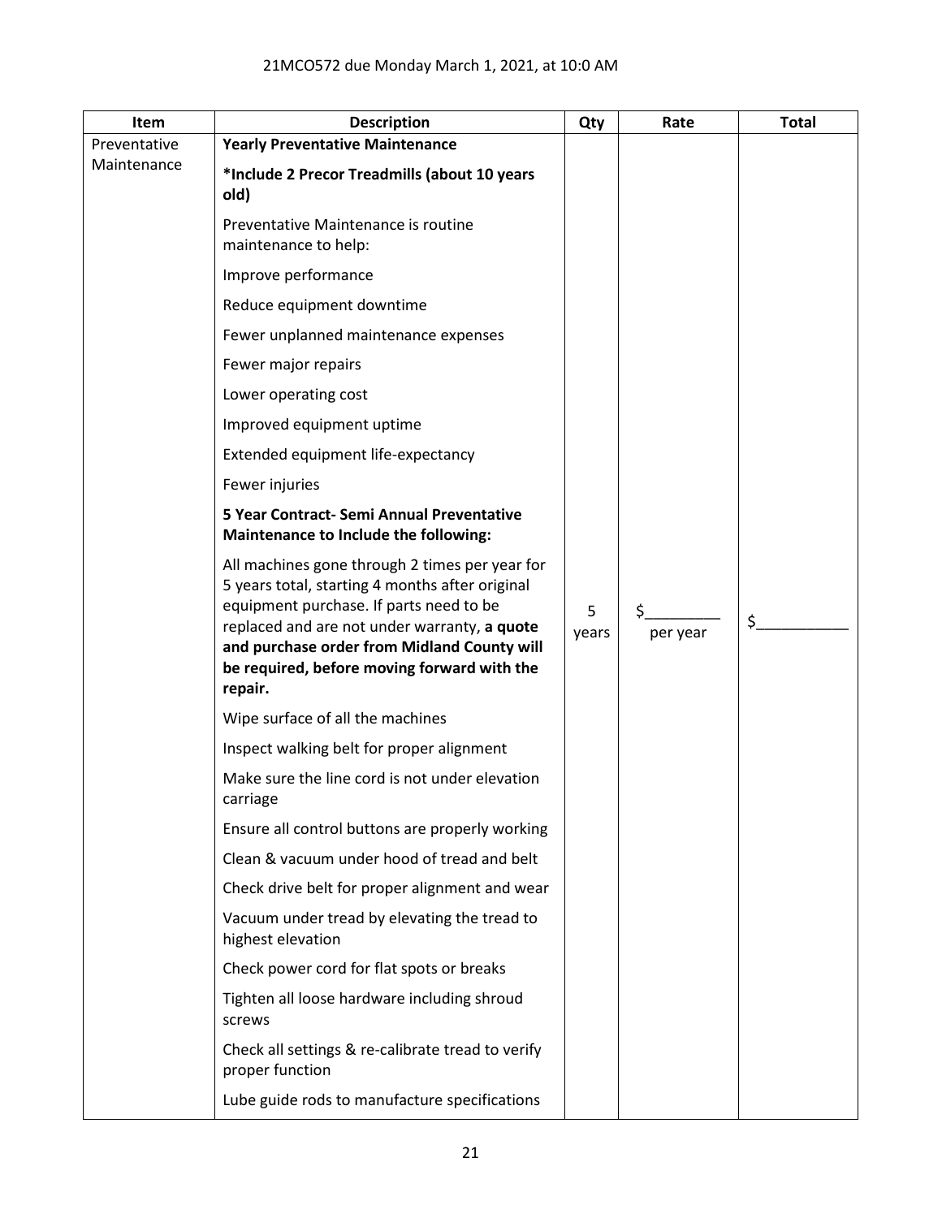21MCO572 due Monday March 1, 2021, at 10:0 AM

| Item | Description | Qty | Rate | Total |
|---|---|---|---|---|
| Preventative Maintenance | **Yearly Preventative Maintenance**<br><br>**\*Include 2 Precor Treadmills (about 10 years old)**<br><br>Preventative Maintenance is routine maintenance to help:<br><br>Improve performance<br><br>Reduce equipment downtime<br><br>Fewer unplanned maintenance expenses<br><br>Fewer major repairs<br><br>Lower operating cost<br><br>Improved equipment uptime<br><br>Extended equipment life-expectancy<br><br>Fewer injuries<br><br>**5 Year Contract- Semi Annual Preventative Maintenance to Include the following:**<br><br>All machines gone through 2 times per year for 5 years total, starting 4 months after original equipment purchase. If parts need to be replaced and are not under warranty, **a quote and purchase order from Midland County will be required, before moving forward with the repair.**<br><br>Wipe surface of all the machines<br><br>Inspect walking belt for proper alignment<br><br>Make sure the line cord is not under elevation carriage<br><br>Ensure all control buttons are properly working<br><br>Clean & vacuum under hood of tread and belt<br><br>Check drive belt for proper alignment and wear<br><br>Vacuum under tread by elevating the tread to highest elevation<br><br>Check power cord for flat spots or breaks<br><br>Tighten all loose hardware including shroud screws<br><br>Check all settings & re-calibrate tread to verify proper function<br><br>Lube guide rods to manufacture specifications | 5 years | $_________ per year | $___________ |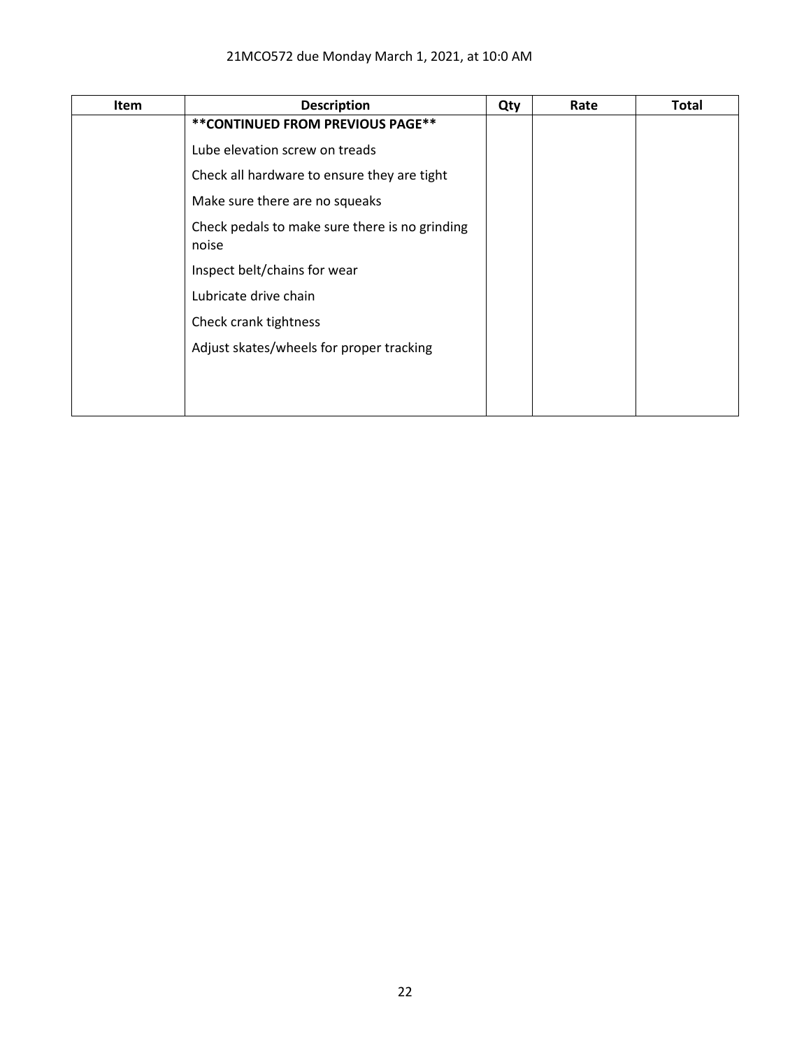21MCO572 due Monday March 1, 2021, at 10:0 AM

| Item | Description | Qty | Rate | Total |
|---|---|---|---|---|
| | **\*\*CONTINUED FROM PREVIOUS PAGE\*\*** | | | |
| | Lube elevation screw on treads | | | |
| | Check all hardware to ensure they are tight | | | |
| | Make sure there are no squeaks | | | |
| | Check pedals to make sure there is no grinding noise | | | |
| | Inspect belt/chains for wear | | | |
| | Lubricate drive chain | | | |
| | Check crank tightness | | | |
| | Adjust skates/wheels for proper tracking | | | |